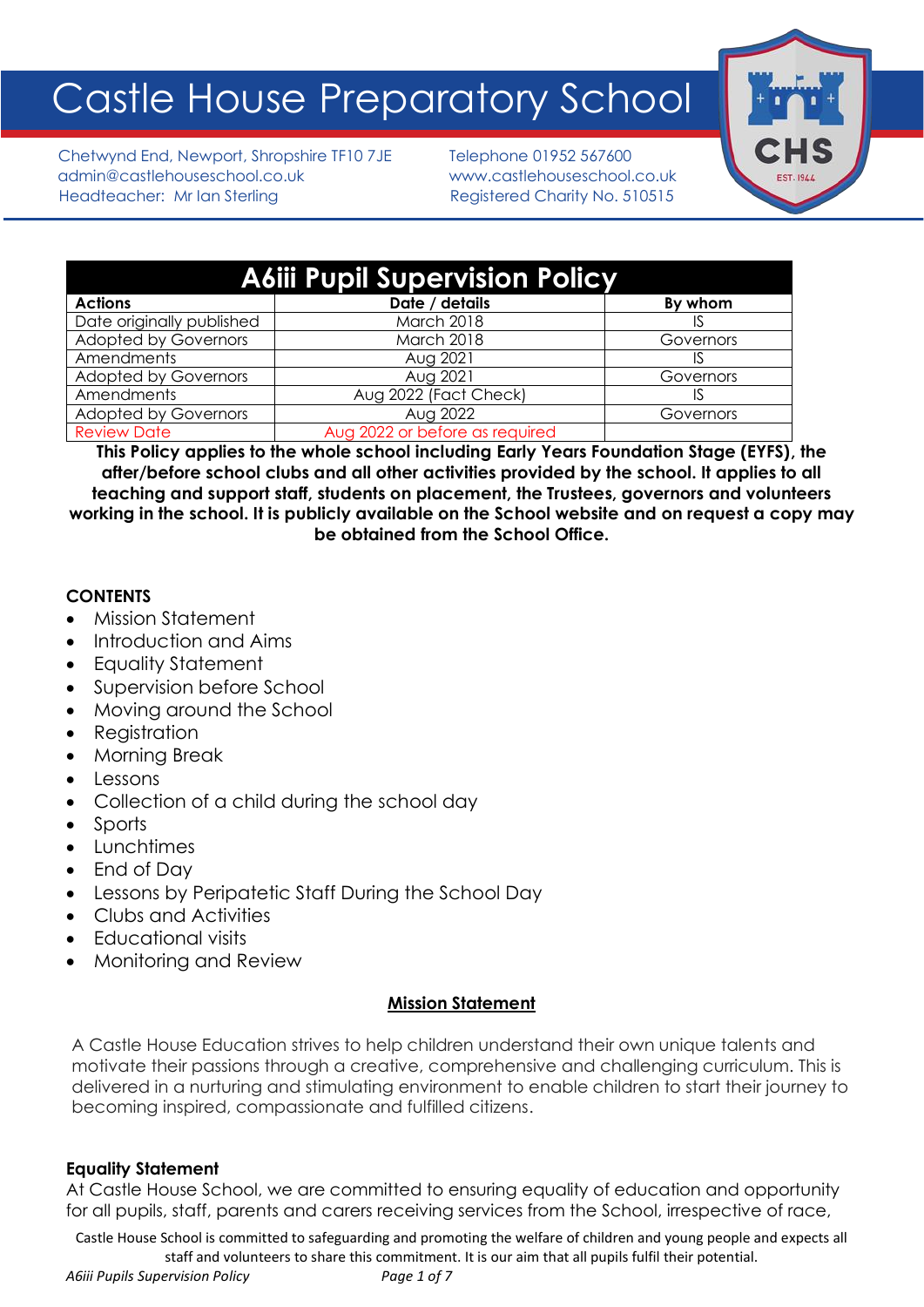# Castle House Preparatory School

Chetwynd End, Newport, Shropshire TF10 7JE
admin@castlehouseschool.co.uk
Headteacher: Mr Ian Sterling

Telephone 01952 567600
www.castlehouseschool.co.uk
Registered Charity No. 510515

## A6iii Pupil Supervision Policy

| Actions | Date / details | By whom |
|---|---|---|
| Date originally published | March 2018 | IS |
| Adopted by Governors | March 2018 | Governors |
| Amendments | Aug 2021 | IS |
| Adopted by Governors | Aug 2021 | Governors |
| Amendments | Aug 2022 (Fact Check) | IS |
| Adopted by Governors | Aug 2022 | Governors |
| Review Date | Aug 2022 or before as required | |

**This Policy applies to the whole school including Early Years Foundation Stage (EYFS), the after/before school clubs and all other activities provided by the school. It applies to all teaching and support staff, students on placement, the Trustees, governors and volunteers working in the school. It is publicly available on the School website and on request a copy may be obtained from the School Office.**

**CONTENTS**

- Mission Statement
- Introduction and Aims
- Equality Statement
- Supervision before School
- Moving around the School
- Registration
- Morning Break
- Lessons
- Collection of a child during the school day
- Sports
- Lunchtimes
- End of Day
- Lessons by Peripatetic Staff During the School Day
- Clubs and Activities
- Educational visits
- Monitoring and Review

### Mission Statement

A Castle House Education strives to help children understand their own unique talents and motivate their passions through a creative, comprehensive and challenging curriculum. This is delivered in a nurturing and stimulating environment to enable children to start their journey to becoming inspired, compassionate and fulfilled citizens.

**Equality Statement**

At Castle House School, we are committed to ensuring equality of education and opportunity for all pupils, staff, parents and carers receiving services from the School, irrespective of race,

Castle House School is committed to safeguarding and promoting the welfare of children and young people and expects all staff and volunteers to share this commitment. It is our aim that all pupils fulfil their potential.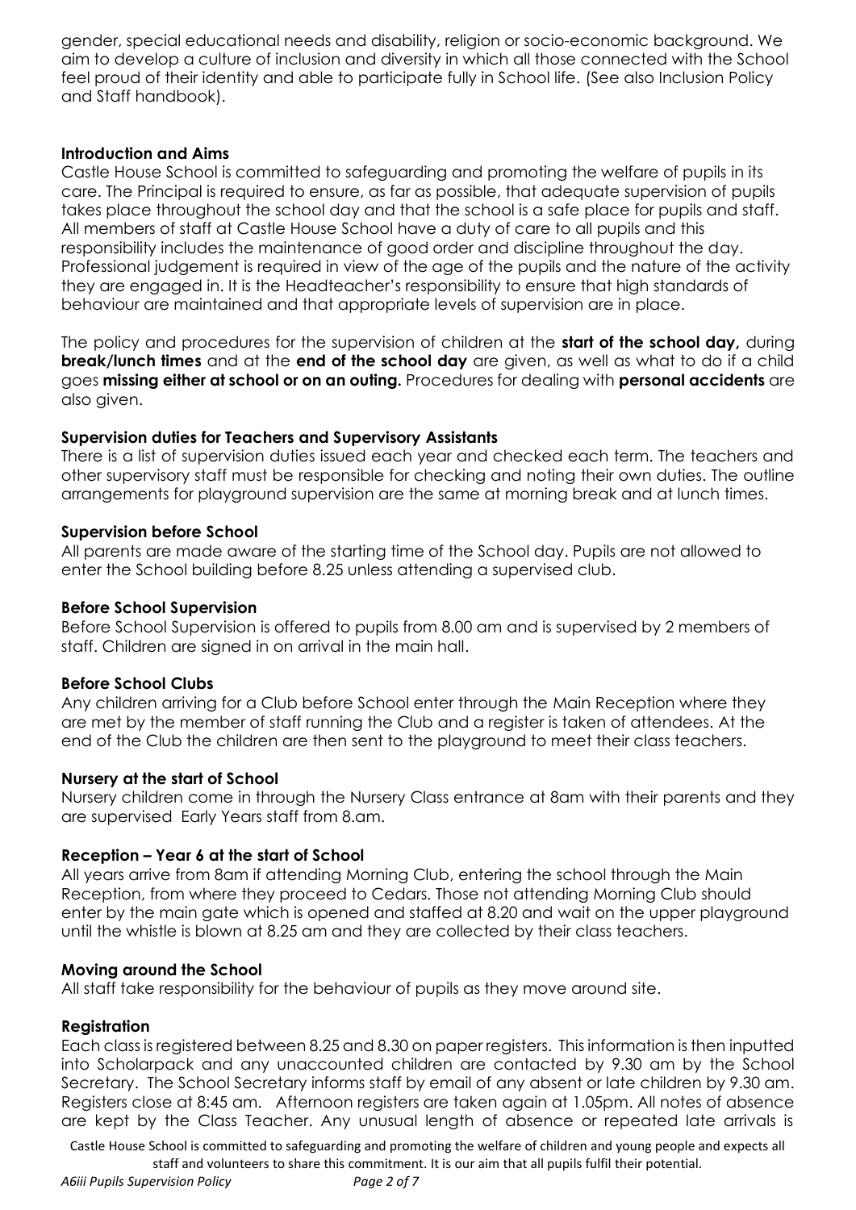gender, special educational needs and disability, religion or socio-economic background. We aim to develop a culture of inclusion and diversity in which all those connected with the School feel proud of their identity and able to participate fully in School life. (See also Inclusion Policy and Staff handbook).

### Introduction and Aims

Castle House School is committed to safeguarding and promoting the welfare of pupils in its care. The Principal is required to ensure, as far as possible, that adequate supervision of pupils takes place throughout the school day and that the school is a safe place for pupils and staff. All members of staff at Castle House School have a duty of care to all pupils and this responsibility includes the maintenance of good order and discipline throughout the day. Professional judgement is required in view of the age of the pupils and the nature of the activity they are engaged in. It is the Headteacher's responsibility to ensure that high standards of behaviour are maintained and that appropriate levels of supervision are in place.

The policy and procedures for the supervision of children at the **start of the school day,** during **break/lunch times** and at the **end of the school day** are given, as well as what to do if a child goes **missing either at school or on an outing.** Procedures for dealing with **personal accidents** are also given.

### Supervision duties for Teachers and Supervisory Assistants

There is a list of supervision duties issued each year and checked each term. The teachers and other supervisory staff must be responsible for checking and noting their own duties. The outline arrangements for playground supervision are the same at morning break and at lunch times.

### Supervision before School

All parents are made aware of the starting time of the School day. Pupils are not allowed to enter the School building before 8.25 unless attending a supervised club.

### Before School Supervision

Before School Supervision is offered to pupils from 8.00 am and is supervised by 2 members of staff. Children are signed in on arrival in the main hall.

### Before School Clubs

Any children arriving for a Club before School enter through the Main Reception where they are met by the member of staff running the Club and a register is taken of attendees. At the end of the Club the children are then sent to the playground to meet their class teachers.

### Nursery at the start of School

Nursery children come in through the Nursery Class entrance at 8am with their parents and they are supervised Early Years staff from 8.am.

### Reception – Year 6 at the start of School

All years arrive from 8am if attending Morning Club, entering the school through the Main Reception, from where they proceed to Cedars. Those not attending Morning Club should enter by the main gate which is opened and staffed at 8.20 and wait on the upper playground until the whistle is blown at 8.25 am and they are collected by their class teachers.

### Moving around the School

All staff take responsibility for the behaviour of pupils as they move around site.

### Registration

Each class is registered between 8.25 and 8.30 on paper registers. This information is then inputted into Scholarpack and any unaccounted children are contacted by 9.30 am by the School Secretary. The School Secretary informs staff by email of any absent or late children by 9.30 am. Registers close at 8:45 am. Afternoon registers are taken again at 1.05pm. All notes of absence are kept by the Class Teacher. Any unusual length of absence or repeated late arrivals is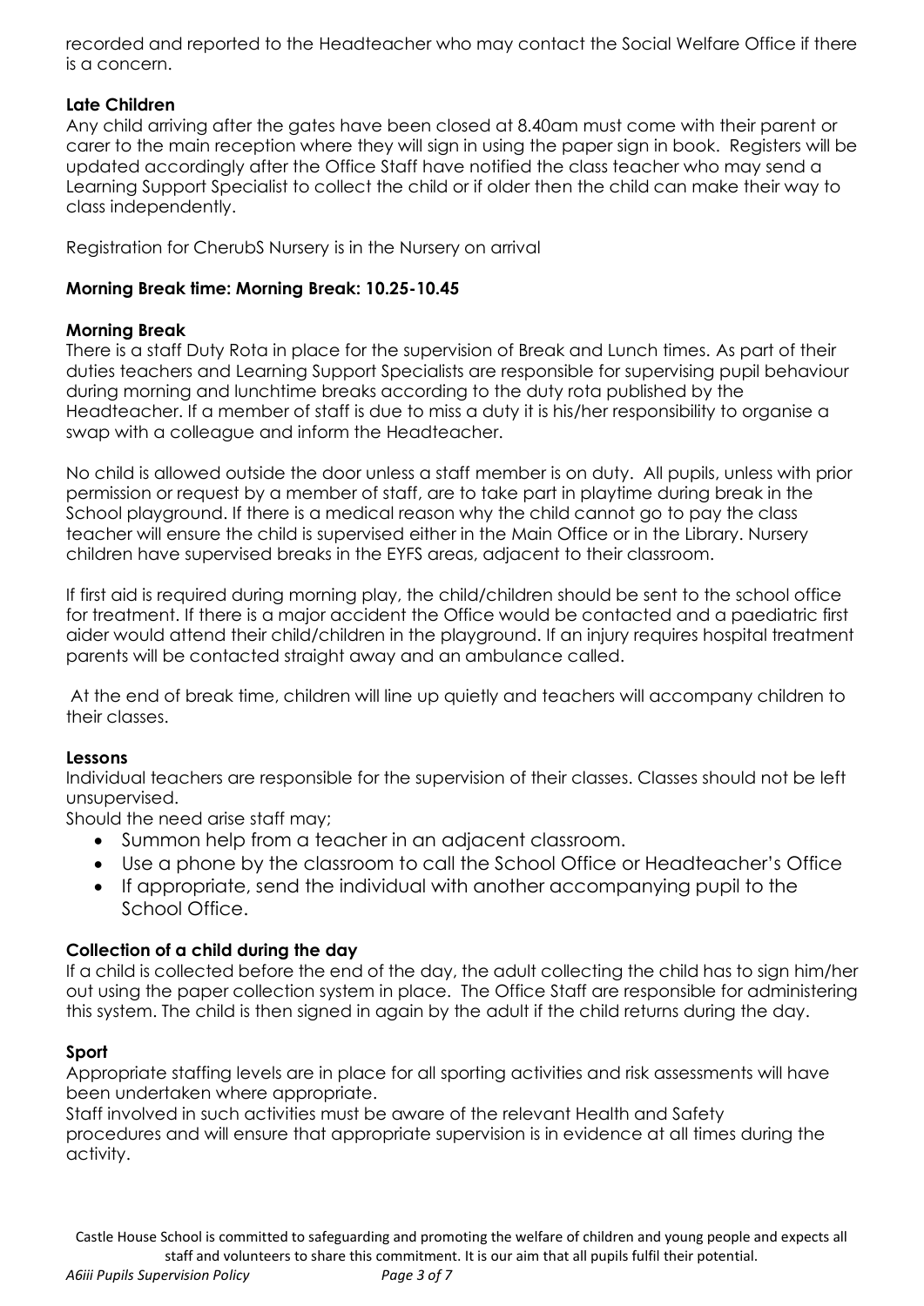recorded and reported to the Headteacher who may contact the Social Welfare Office if there is a concern.

**Late Children**

Any child arriving after the gates have been closed at 8.40am must come with their parent or carer to the main reception where they will sign in using the paper sign in book. Registers will be updated accordingly after the Office Staff have notified the class teacher who may send a Learning Support Specialist to collect the child or if older then the child can make their way to class independently.

Registration for CherubS Nursery is in the Nursery on arrival

**Morning Break time: Morning Break: 10.25-10.45**

**Morning Break**

There is a staff Duty Rota in place for the supervision of Break and Lunch times. As part of their duties teachers and Learning Support Specialists are responsible for supervising pupil behaviour during morning and lunchtime breaks according to the duty rota published by the Headteacher. If a member of staff is due to miss a duty it is his/her responsibility to organise a swap with a colleague and inform the Headteacher.

No child is allowed outside the door unless a staff member is on duty. All pupils, unless with prior permission or request by a member of staff, are to take part in playtime during break in the School playground. If there is a medical reason why the child cannot go to pay the class teacher will ensure the child is supervised either in the Main Office or in the Library. Nursery children have supervised breaks in the EYFS areas, adjacent to their classroom.

If first aid is required during morning play, the child/children should be sent to the school office for treatment. If there is a major accident the Office would be contacted and a paediatric first aider would attend their child/children in the playground. If an injury requires hospital treatment parents will be contacted straight away and an ambulance called.

At the end of break time, children will line up quietly and teachers will accompany children to their classes.

**Lessons**

Individual teachers are responsible for the supervision of their classes. Classes should not be left unsupervised.

Should the need arise staff may;

- Summon help from a teacher in an adjacent classroom.
- Use a phone by the classroom to call the School Office or Headteacher's Office
- If appropriate, send the individual with another accompanying pupil to the School Office.

**Collection of a child during the day**

If a child is collected before the end of the day, the adult collecting the child has to sign him/her out using the paper collection system in place. The Office Staff are responsible for administering this system. The child is then signed in again by the adult if the child returns during the day.

**Sport**

Appropriate staffing levels are in place for all sporting activities and risk assessments will have been undertaken where appropriate.

Staff involved in such activities must be aware of the relevant Health and Safety procedures and will ensure that appropriate supervision is in evidence at all times during the activity.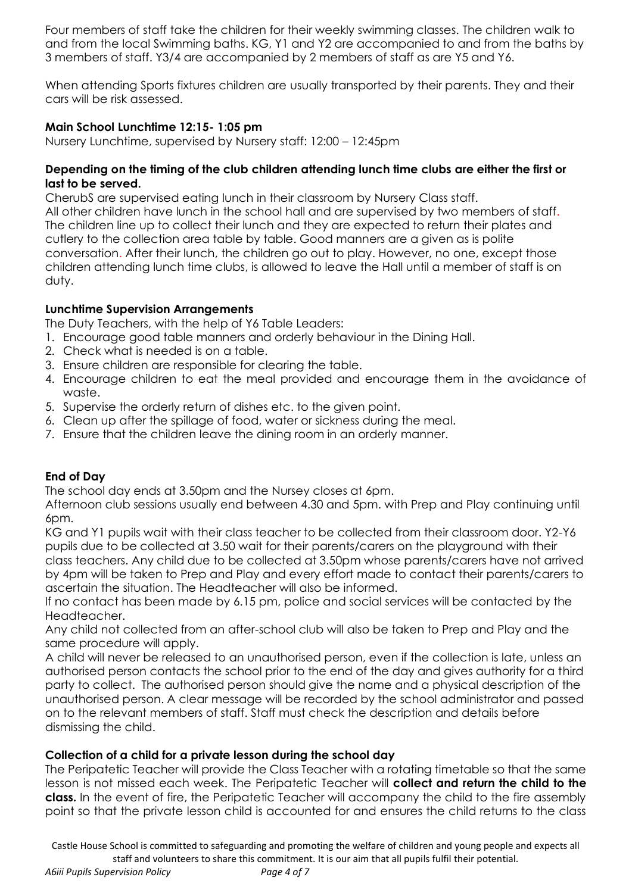Four members of staff take the children for their weekly swimming classes. The children walk to and from the local Swimming baths. KG, Y1 and Y2 are accompanied to and from the baths by 3 members of staff. Y3/4 are accompanied by 2 members of staff as are Y5 and Y6.

When attending Sports fixtures children are usually transported by their parents. They and their cars will be risk assessed.

**Main School Lunchtime 12:15- 1:05 pm**

Nursery Lunchtime, supervised by Nursery staff: 12:00 – 12:45pm

**Depending on the timing of the club children attending lunch time clubs are either the first or last to be served.**

CherubS are supervised eating lunch in their classroom by Nursery Class staff.
All other children have lunch in the school hall and are supervised by two members of staff. The children line up to collect their lunch and they are expected to return their plates and cutlery to the collection area table by table. Good manners are a given as is polite conversation. After their lunch, the children go out to play. However, no one, except those children attending lunch time clubs, is allowed to leave the Hall until a member of staff is on duty.

**Lunchtime Supervision Arrangements**

The Duty Teachers, with the help of Y6 Table Leaders:

1. Encourage good table manners and orderly behaviour in the Dining Hall.
2. Check what is needed is on a table.
3. Ensure children are responsible for clearing the table.
4. Encourage children to eat the meal provided and encourage them in the avoidance of waste.
5. Supervise the orderly return of dishes etc. to the given point.
6. Clean up after the spillage of food, water or sickness during the meal.
7. Ensure that the children leave the dining room in an orderly manner.

**End of Day**

The school day ends at 3.50pm and the Nursey closes at 6pm.

Afternoon club sessions usually end between 4.30 and 5pm. with Prep and Play continuing until 6pm.

KG and Y1 pupils wait with their class teacher to be collected from their classroom door. Y2-Y6 pupils due to be collected at 3.50 wait for their parents/carers on the playground with their class teachers. Any child due to be collected at 3.50pm whose parents/carers have not arrived by 4pm will be taken to Prep and Play and every effort made to contact their parents/carers to ascertain the situation. The Headteacher will also be informed.

If no contact has been made by 6.15 pm, police and social services will be contacted by the Headteacher.

Any child not collected from an after-school club will also be taken to Prep and Play and the same procedure will apply.

A child will never be released to an unauthorised person, even if the collection is late, unless an authorised person contacts the school prior to the end of the day and gives authority for a third party to collect. The authorised person should give the name and a physical description of the unauthorised person. A clear message will be recorded by the school administrator and passed on to the relevant members of staff. Staff must check the description and details before dismissing the child.

**Collection of a child for a private lesson during the school day**

The Peripatetic Teacher will provide the Class Teacher with a rotating timetable so that the same lesson is not missed each week. The Peripatetic Teacher will **collect and return the child to the class.** In the event of fire, the Peripatetic Teacher will accompany the child to the fire assembly point so that the private lesson child is accounted for and ensures the child returns to the class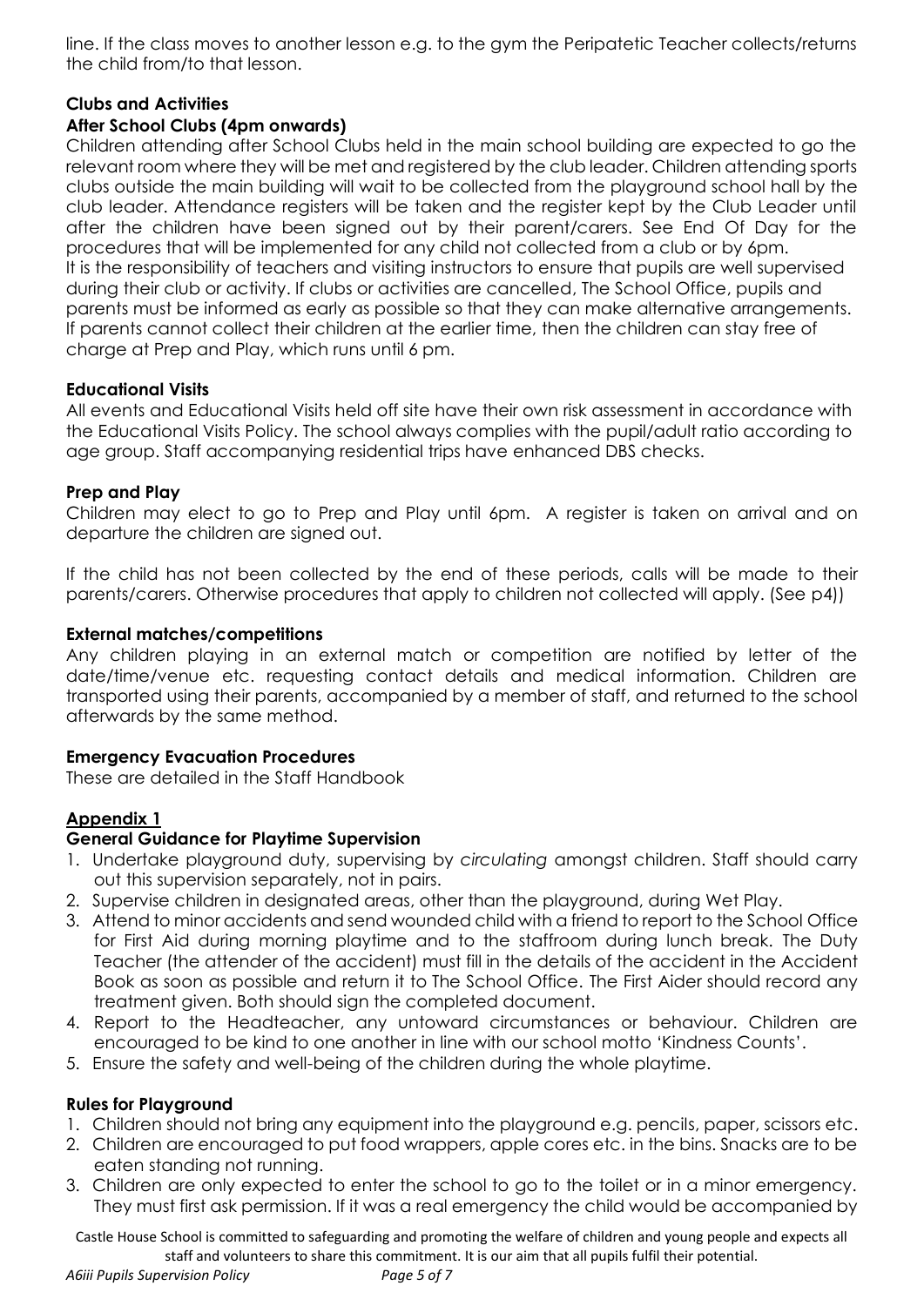line. If the class moves to another lesson e.g. to the gym the Peripatetic Teacher collects/returns the child from/to that lesson.

### Clubs and Activities

#### After School Clubs (4pm onwards)

Children attending after School Clubs held in the main school building are expected to go the relevant room where they will be met and registered by the club leader. Children attending sports clubs outside the main building will wait to be collected from the playground school hall by the club leader. Attendance registers will be taken and the register kept by the Club Leader until after the children have been signed out by their parent/carers. See End Of Day for the procedures that will be implemented for any child not collected from a club or by 6pm.
It is the responsibility of teachers and visiting instructors to ensure that pupils are well supervised during their club or activity. If clubs or activities are cancelled, The School Office, pupils and parents must be informed as early as possible so that they can make alternative arrangements. If parents cannot collect their children at the earlier time, then the children can stay free of charge at Prep and Play, which runs until 6 pm.

#### Educational Visits

All events and Educational Visits held off site have their own risk assessment in accordance with the Educational Visits Policy. The school always complies with the pupil/adult ratio according to age group. Staff accompanying residential trips have enhanced DBS checks.

#### Prep and Play

Children may elect to go to Prep and Play until 6pm. A register is taken on arrival and on departure the children are signed out.

If the child has not been collected by the end of these periods, calls will be made to their parents/carers. Otherwise procedures that apply to children not collected will apply. (See p4))

#### External matches/competitions

Any children playing in an external match or competition are notified by letter of the date/time/venue etc. requesting contact details and medical information. Children are transported using their parents, accompanied by a member of staff, and returned to the school afterwards by the same method.

#### Emergency Evacuation Procedures

These are detailed in the Staff Handbook

### Appendix 1

#### General Guidance for Playtime Supervision

1. Undertake playground duty, supervising by *circulating* amongst children. Staff should carry out this supervision separately, not in pairs.
2. Supervise children in designated areas, other than the playground, during Wet Play.
3. Attend to minor accidents and send wounded child with a friend to report to the School Office for First Aid during morning playtime and to the staffroom during lunch break. The Duty Teacher (the attender of the accident) must fill in the details of the accident in the Accident Book as soon as possible and return it to The School Office. The First Aider should record any treatment given. Both should sign the completed document.
4. Report to the Headteacher, any untoward circumstances or behaviour. Children are encouraged to be kind to one another in line with our school motto 'Kindness Counts'.
5. Ensure the safety and well-being of the children during the whole playtime.

#### Rules for Playground

1. Children should not bring any equipment into the playground e.g. pencils, paper, scissors etc.
2. Children are encouraged to put food wrappers, apple cores etc. in the bins. Snacks are to be eaten standing not running.
3. Children are only expected to enter the school to go to the toilet or in a minor emergency. They must first ask permission. If it was a real emergency the child would be accompanied by

Castle House School is committed to safeguarding and promoting the welfare of children and young people and expects all staff and volunteers to share this commitment. It is our aim that all pupils fulfil their potential.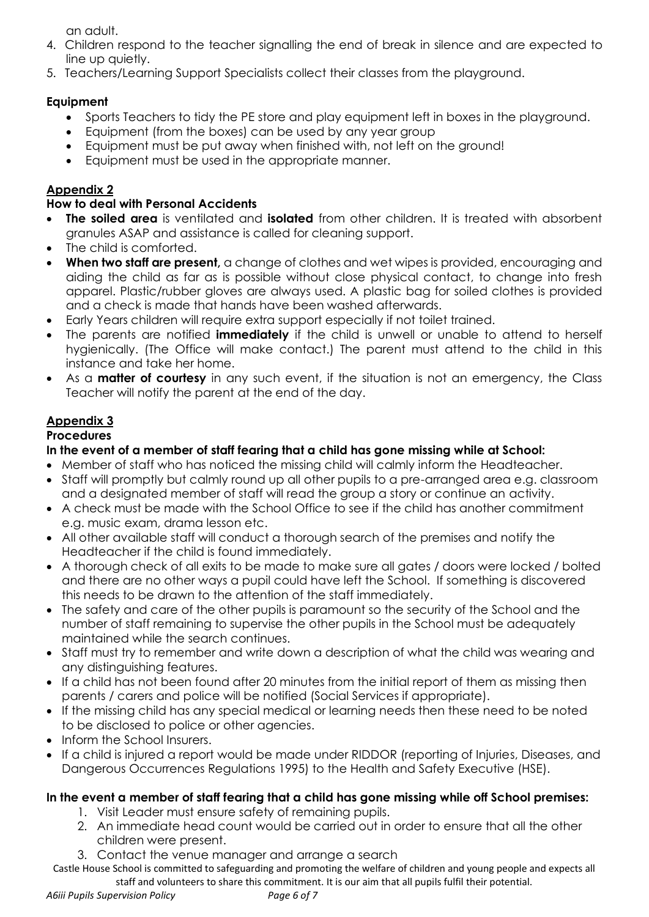an adult.

4. Children respond to the teacher signalling the end of break in silence and are expected to line up quietly.
5. Teachers/Learning Support Specialists collect their classes from the playground.

**Equipment**

- Sports Teachers to tidy the PE store and play equipment left in boxes in the playground.
- Equipment (from the boxes) can be used by any year group
- Equipment must be put away when finished with, not left on the ground!
- Equipment must be used in the appropriate manner.

## Appendix 2

**How to deal with Personal Accidents**

- **The soiled area** is ventilated and **isolated** from other children. It is treated with absorbent granules ASAP and assistance is called for cleaning support.
- The child is comforted.
- **When two staff are present,** a change of clothes and wet wipes is provided, encouraging and aiding the child as far as is possible without close physical contact, to change into fresh apparel. Plastic/rubber gloves are always used. A plastic bag for soiled clothes is provided and a check is made that hands have been washed afterwards.
- Early Years children will require extra support especially if not toilet trained.
- The parents are notified **immediately** if the child is unwell or unable to attend to herself hygienically. (The Office will make contact.) The parent must attend to the child in this instance and take her home.
- As a **matter of courtesy** in any such event, if the situation is not an emergency, the Class Teacher will notify the parent at the end of the day.

## Appendix 3

**Procedures**

**In the event of a member of staff fearing that a child has gone missing while at School:**

- Member of staff who has noticed the missing child will calmly inform the Headteacher.
- Staff will promptly but calmly round up all other pupils to a pre-arranged area e.g. classroom and a designated member of staff will read the group a story or continue an activity.
- A check must be made with the School Office to see if the child has another commitment e.g. music exam, drama lesson etc.
- All other available staff will conduct a thorough search of the premises and notify the Headteacher if the child is found immediately.
- A thorough check of all exits to be made to make sure all gates / doors were locked / bolted and there are no other ways a pupil could have left the School. If something is discovered this needs to be drawn to the attention of the staff immediately.
- The safety and care of the other pupils is paramount so the security of the School and the number of staff remaining to supervise the other pupils in the School must be adequately maintained while the search continues.
- Staff must try to remember and write down a description of what the child was wearing and any distinguishing features.
- If a child has not been found after 20 minutes from the initial report of them as missing then parents / carers and police will be notified (Social Services if appropriate).
- If the missing child has any special medical or learning needs then these need to be noted to be disclosed to police or other agencies.
- Inform the School Insurers.
- If a child is injured a report would be made under RIDDOR (reporting of Injuries, Diseases, and Dangerous Occurrences Regulations 1995) to the Health and Safety Executive (HSE).

**In the event a member of staff fearing that a child has gone missing while off School premises:**

1. Visit Leader must ensure safety of remaining pupils.
2. An immediate head count would be carried out in order to ensure that all the other children were present.
3. Contact the venue manager and arrange a search

Castle House School is committed to safeguarding and promoting the welfare of children and young people and expects all staff and volunteers to share this commitment. It is our aim that all pupils fulfil their potential.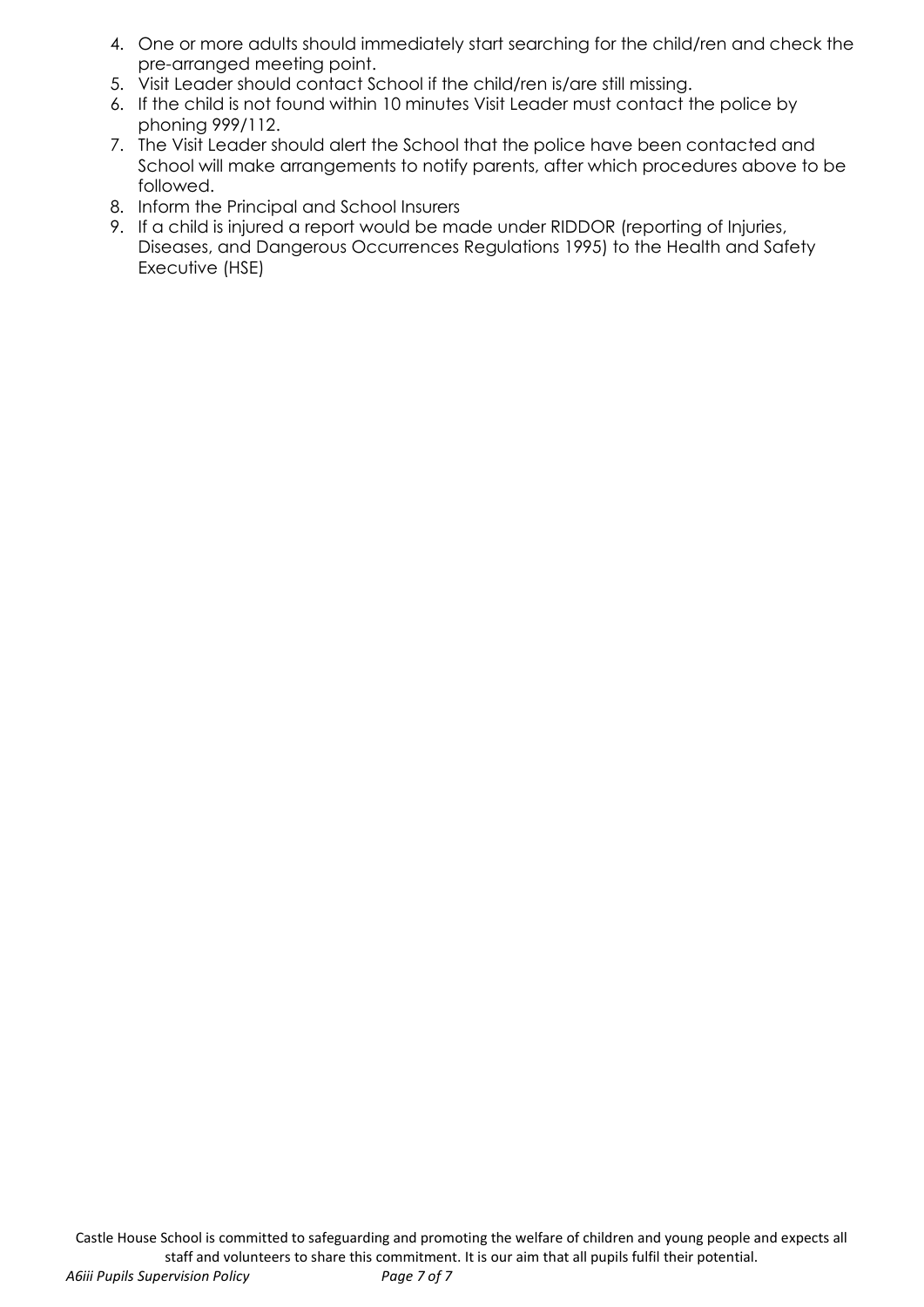4. One or more adults should immediately start searching for the child/ren and check the pre-arranged meeting point.
5. Visit Leader should contact School if the child/ren is/are still missing.
6. If the child is not found within 10 minutes Visit Leader must contact the police by phoning 999/112.
7. The Visit Leader should alert the School that the police have been contacted and School will make arrangements to notify parents, after which procedures above to be followed.
8. Inform the Principal and School Insurers
9. If a child is injured a report would be made under RIDDOR (reporting of Injuries, Diseases, and Dangerous Occurrences Regulations 1995) to the Health and Safety Executive (HSE)

Castle House School is committed to safeguarding and promoting the welfare of children and young people and expects all staff and volunteers to share this commitment. It is our aim that all pupils fulfil their potential.